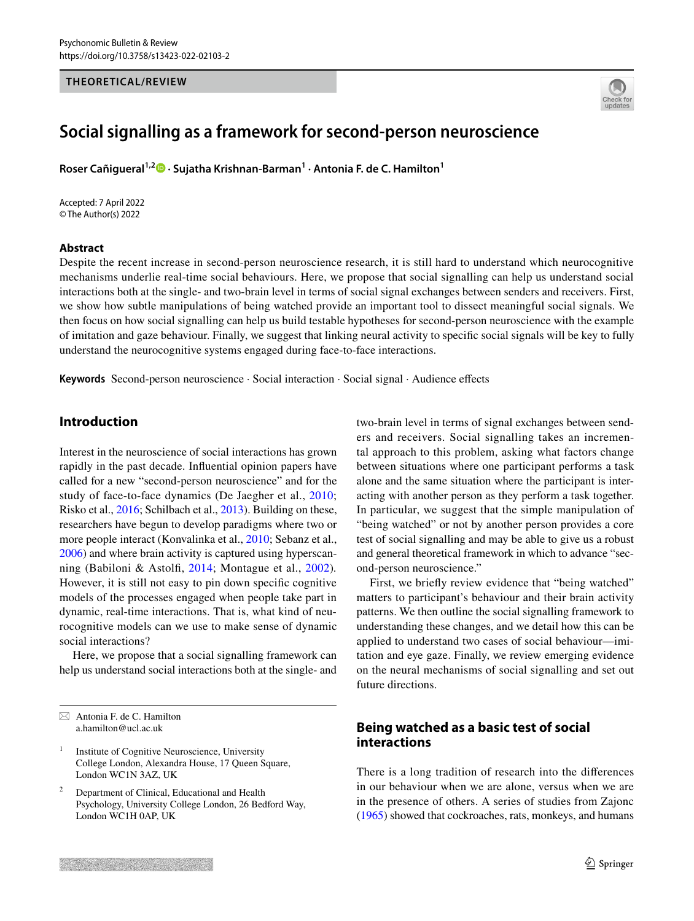THEORETICAL/REVIEW

# Social signalling as a framework for second-person neuroscience

**Roser Cañigueral**[1,2] · **Sujatha Krishnan-Barman**[1] · **Antonia F. de C. Hamilton**[1]

Accepted: 7 April 2022
© The Author(s) 2022

## Abstract

Despite the recent increase in second-person neuroscience research, it is still hard to understand which neurocognitive mechanisms underlie real-time social behaviours. Here, we propose that social signalling can help us understand social interactions both at the single- and two-brain level in terms of social signal exchanges between senders and receivers. First, we show how subtle manipulations of being watched provide an important tool to dissect meaningful social signals. We then focus on how social signalling can help us build testable hypotheses for second-person neuroscience with the example of imitation and gaze behaviour. Finally, we suggest that linking neural activity to specific social signals will be key to fully understand the neurocognitive systems engaged during face-to-face interactions.

**Keywords** Second-person neuroscience · Social interaction · Social signal · Audience effects

## Introduction

Interest in the neuroscience of social interactions has grown rapidly in the past decade. Influential opinion papers have called for a new "second-person neuroscience" and for the study of face-to-face dynamics (De Jaeger et al., 2010; Risko et al., 2016; Schilbach et al., 2013). Building on these, researchers have begun to develop paradigms where two or more people interact (Konvalinka et al., 2010; Sebanz et al., 2006) and where brain activity is captured using hyperscanning (Babiloni & Astolfi, 2014; Montague et al., 2002). However, it is still not easy to pin down specific cognitive models of the processes engaged when people take part in dynamic, real-time interactions. That is, what kind of neurocognitive models can we use to make sense of dynamic social interactions?

Here, we propose that a social signalling framework can help us understand social interactions both at the single- and two-brain level in terms of signal exchanges between senders and receivers. Social signalling takes an incremental approach to this problem, asking what factors change between situations where one participant performs a task alone and the same situation where the participant is interacting with another person as they perform a task together. In particular, we suggest that the simple manipulation of "being watched" or not by another person provides a core test of social signalling and may be able to give us a robust and general theoretical framework in which to advance "second-person neuroscience."

First, we briefly review evidence that "being watched" matters to participant's behaviour and their brain activity patterns. We then outline the social signalling framework to understanding these changes, and we detail how this can be applied to understand two cases of social behaviour—imitation and eye gaze. Finally, we review emerging evidence on the neural mechanisms of social signalling and set out future directions.

## Being watched as a basic test of social interactions

There is a long tradition of research into the differences in our behaviour when we are alone, versus when we are in the presence of others. A series of studies from Zajonc (1965) showed that cockroaches, rats, monkeys, and humans

---

✉ Antonia F. de C. Hamilton
a.hamilton@ucl.ac.uk

[1] Institute of Cognitive Neuroscience, University College London, Alexandra House, 17 Queen Square, London WC1N 3AZ, UK

[2] Department of Clinical, Educational and Health Psychology, University College London, 26 Bedford Way, London WC1H 0AP, UK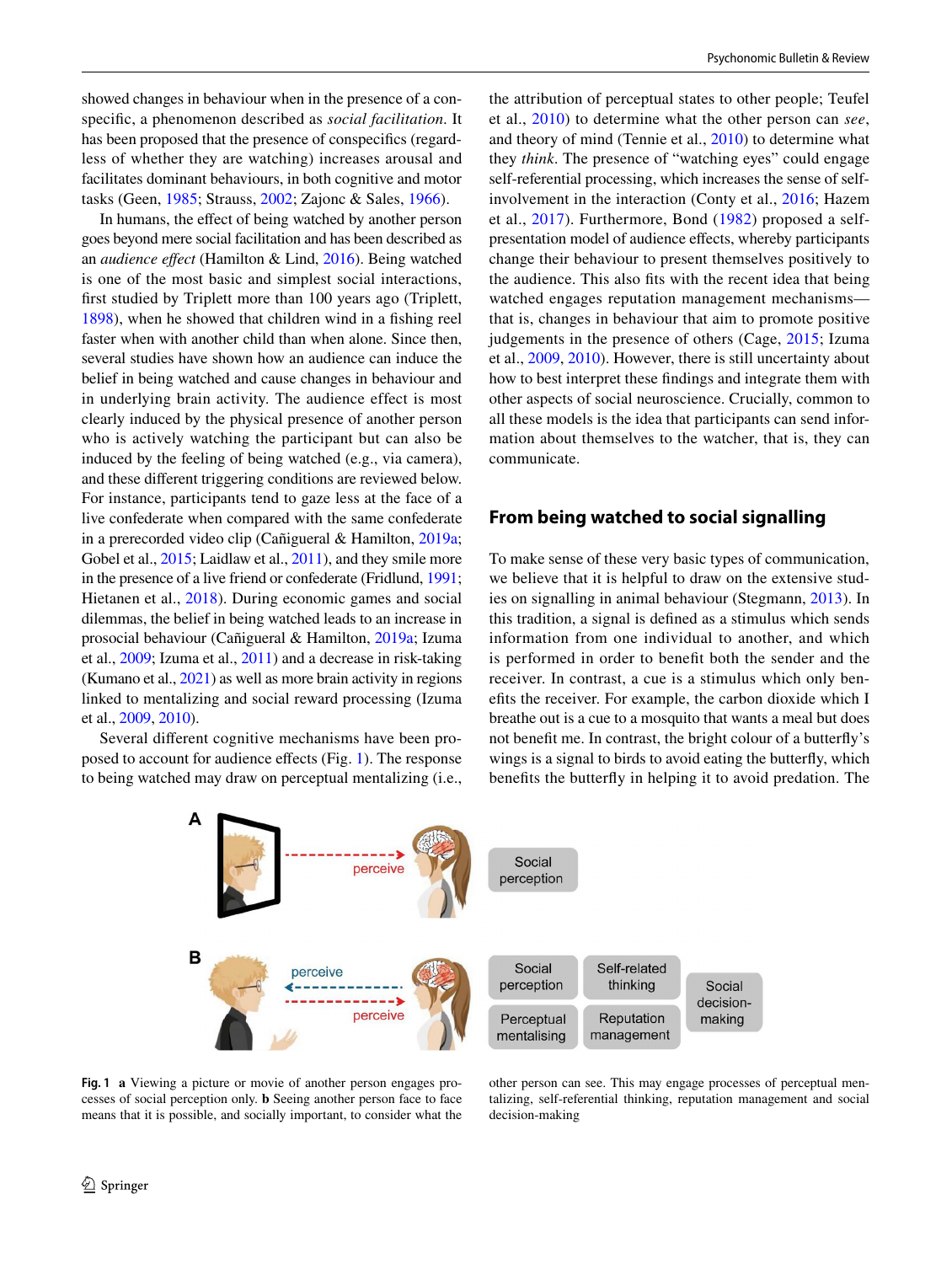showed changes in behaviour when in the presence of a conspecific, a phenomenon described as *social facilitation*. It has been proposed that the presence of conspecifics (regardless of whether they are watching) increases arousal and facilitates dominant behaviours, in both cognitive and motor tasks (Geen, 1985; Strauss, 2002; Zajonc & Sales, 1966).

In humans, the effect of being watched by another person goes beyond mere social facilitation and has been described as an *audience effect* (Hamilton & Lind, 2016). Being watched is one of the most basic and simplest social interactions, first studied by Triplett more than 100 years ago (Triplett, 1898), when he showed that children wind in a fishing reel faster when with another child than when alone. Since then, several studies have shown how an audience can induce the belief in being watched and cause changes in behaviour and in underlying brain activity. The audience effect is most clearly induced by the physical presence of another person who is actively watching the participant but can also be induced by the feeling of being watched (e.g., via camera), and these different triggering conditions are reviewed below. For instance, participants tend to gaze less at the face of a live confederate when compared with the same confederate in a prerecorded video clip (Cañigueral & Hamilton, 2019a; Gobel et al., 2015; Laidlaw et al., 2011), and they smile more in the presence of a live friend or confederate (Fridlund, 1991; Hietanen et al., 2018). During economic games and social dilemmas, the belief in being watched leads to an increase in prosocial behaviour (Cañigueral & Hamilton, 2019a; Izuma et al., 2009; Izuma et al., 2011) and a decrease in risk-taking (Kumano et al., 2021) as well as more brain activity in regions linked to mentalizing and social reward processing (Izuma et al., 2009, 2010).

Several different cognitive mechanisms have been proposed to account for audience effects (Fig. 1). The response to being watched may draw on perceptual mentalizing (i.e., the attribution of perceptual states to other people; Teufel et al., 2010) to determine what the other person can *see*, and theory of mind (Tennie et al., 2010) to determine what they *think*. The presence of "watching eyes" could engage self-referential processing, which increases the sense of self-involvement in the interaction (Conty et al., 2016; Hazem et al., 2017). Furthermore, Bond (1982) proposed a self-presentation model of audience effects, whereby participants change their behaviour to present themselves positively to the audience. This also fits with the recent idea that being watched engages reputation management mechanisms—that is, changes in behaviour that aim to promote positive judgements in the presence of others (Cage, 2015; Izuma et al., 2009, 2010). However, there is still uncertainty about how to best interpret these findings and integrate them with other aspects of social neuroscience. Crucially, common to all these models is the idea that participants can send information about themselves to the watcher, that is, they can communicate.

## From being watched to social signalling

To make sense of these very basic types of communication, we believe that it is helpful to draw on the extensive studies on signalling in animal behaviour (Stegmann, 2013). In this tradition, a signal is defined as a stimulus which sends information from one individual to another, and which is performed in order to benefit both the sender and the receiver. In contrast, a cue is a stimulus which only benefits the receiver. For example, the carbon dioxide which I breathe out is a cue to a mosquito that wants a meal but does not benefit me. In contrast, the bright colour of a butterfly's wings is a signal to birds to avoid eating the butterfly, which benefits the butterfly in helping it to avoid predation. The

**Fig. 1** **a** Viewing a picture or movie of another person engages processes of social perception only. **b** Seeing another person face to face means that it is possible, and socially important, to consider what the other person can see. This may engage processes of perceptual mentalizing, self-referential thinking, reputation management and social decision-making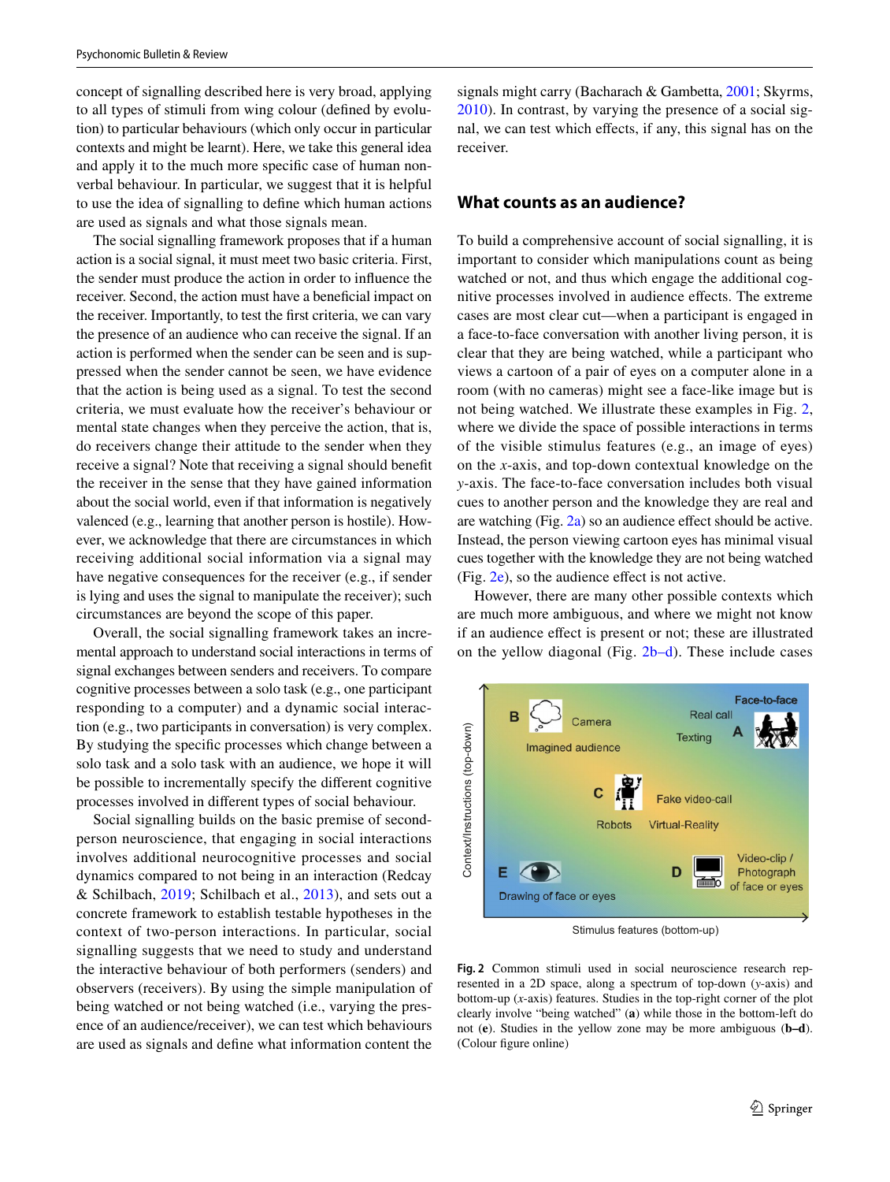concept of signalling described here is very broad, applying to all types of stimuli from wing colour (defined by evolution) to particular behaviours (which only occur in particular contexts and might be learnt). Here, we take this general idea and apply it to the much more specific case of human nonverbal behaviour. In particular, we suggest that it is helpful to use the idea of signalling to define which human actions are used as signals and what those signals mean.

The social signalling framework proposes that if a human action is a social signal, it must meet two basic criteria. First, the sender must produce the action in order to influence the receiver. Second, the action must have a beneficial impact on the receiver. Importantly, to test the first criteria, we can vary the presence of an audience who can receive the signal. If an action is performed when the sender can be seen and is suppressed when the sender cannot be seen, we have evidence that the action is being used as a signal. To test the second criteria, we must evaluate how the receiver's behaviour or mental state changes when they perceive the action, that is, do receivers change their attitude to the sender when they receive a signal? Note that receiving a signal should benefit the receiver in the sense that they have gained information about the social world, even if that information is negatively valenced (e.g., learning that another person is hostile). However, we acknowledge that there are circumstances in which receiving additional social information via a signal may have negative consequences for the receiver (e.g., if sender is lying and uses the signal to manipulate the receiver); such circumstances are beyond the scope of this paper.

Overall, the social signalling framework takes an incremental approach to understand social interactions in terms of signal exchanges between senders and receivers. To compare cognitive processes between a solo task (e.g., one participant responding to a computer) and a dynamic social interaction (e.g., two participants in conversation) is very complex. By studying the specific processes which change between a solo task and a solo task with an audience, we hope it will be possible to incrementally specify the different cognitive processes involved in different types of social behaviour.

Social signalling builds on the basic premise of second-person neuroscience, that engaging in social interactions involves additional neurocognitive processes and social dynamics compared to not being in an interaction (Redcay & Schilbach, 2019; Schilbach et al., 2013), and sets out a concrete framework to establish testable hypotheses in the context of two-person interactions. In particular, social signalling suggests that we need to study and understand the interactive behaviour of both performers (senders) and observers (receivers). By using the simple manipulation of being watched or not being watched (i.e., varying the presence of an audience/receiver), we can test which behaviours are used as signals and define what information content the signals might carry (Bacharach & Gambetta, 2001; Skyrms, 2010). In contrast, by varying the presence of a social signal, we can test which effects, if any, this signal has on the receiver.

## What counts as an audience?

To build a comprehensive account of social signalling, it is important to consider which manipulations count as being watched or not, and thus which engage the additional cognitive processes involved in audience effects. The extreme cases are most clear cut—when a participant is engaged in a face-to-face conversation with another living person, it is clear that they are being watched, while a participant who views a cartoon of a pair of eyes on a computer alone in a room (with no cameras) might see a face-like image but is not being watched. We illustrate these examples in Fig. 2, where we divide the space of possible interactions in terms of the visible stimulus features (e.g., an image of eyes) on the *x*-axis, and top-down contextual knowledge on the *y*-axis. The face-to-face conversation includes both visual cues to another person and the knowledge they are real and are watching (Fig. 2a) so an audience effect should be active. Instead, the person viewing cartoon eyes has minimal visual cues together with the knowledge they are not being watched (Fig. 2e), so the audience effect is not active.

However, there are many other possible contexts which are much more ambiguous, and where we might not know if an audience effect is present or not; these are illustrated on the yellow diagonal (Fig. 2b–d). These include cases

**Fig. 2** Common stimuli used in social neuroscience research represented in a 2D space, along a spectrum of top-down (*y*-axis) and bottom-up (*x*-axis) features. Studies in the top-right corner of the plot clearly involve "being watched" (**a**) while those in the bottom-left do not (**e**). Studies in the yellow zone may be more ambiguous (**b–d**). (Colour figure online)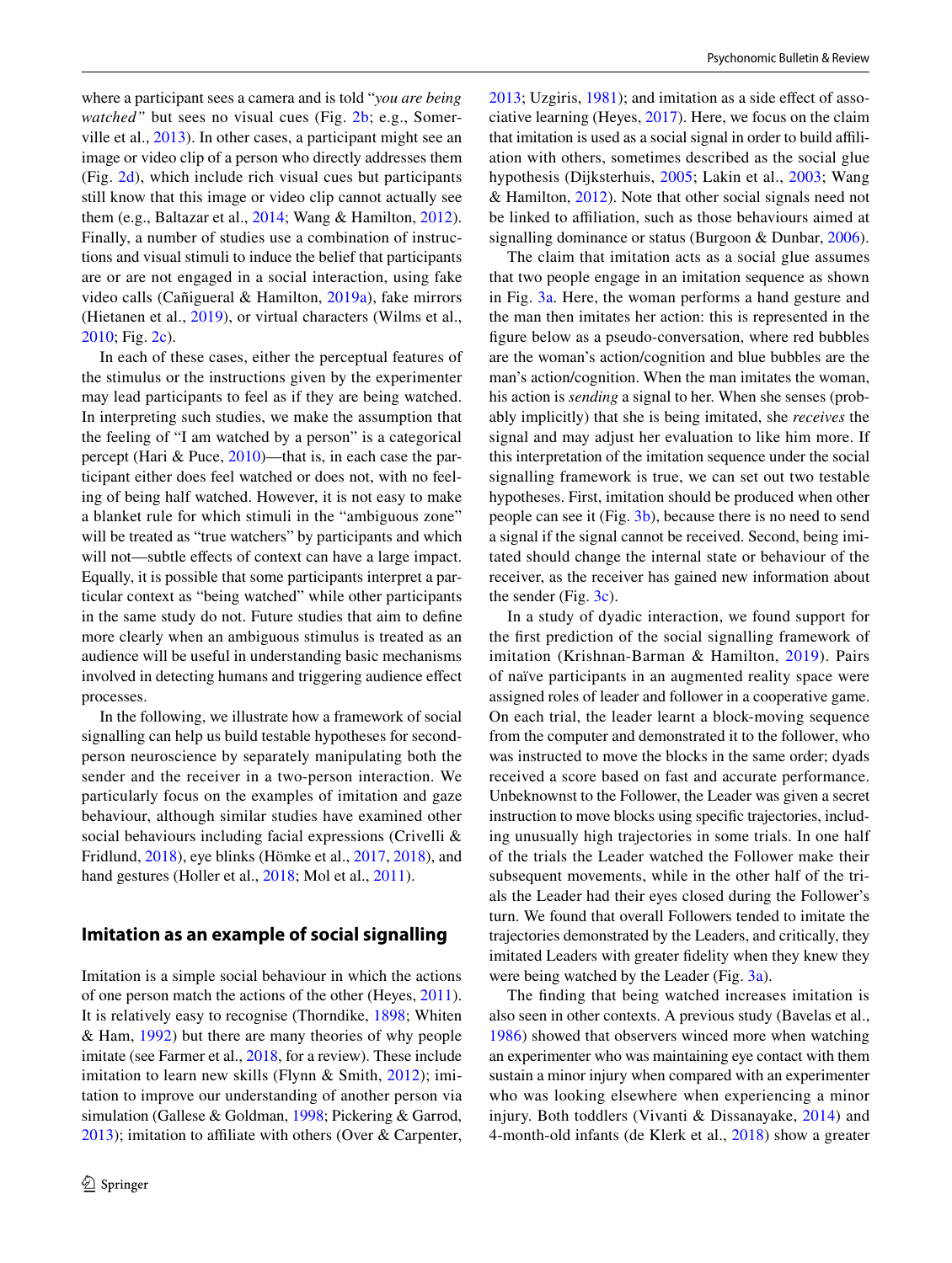where a participant sees a camera and is told "*you are being watched"* but sees no visual cues (Fig. 2b; e.g., Somerville et al., 2013). In other cases, a participant might see an image or video clip of a person who directly addresses them (Fig. 2d), which include rich visual cues but participants still know that this image or video clip cannot actually see them (e.g., Baltazar et al., 2014; Wang & Hamilton, 2012). Finally, a number of studies use a combination of instructions and visual stimuli to induce the belief that participants are or are not engaged in a social interaction, using fake video calls (Cañigueral & Hamilton, 2019a), fake mirrors (Hietanen et al., 2019), or virtual characters (Wilms et al., 2010; Fig. 2c).

In each of these cases, either the perceptual features of the stimulus or the instructions given by the experimenter may lead participants to feel as if they are being watched. In interpreting such studies, we make the assumption that the feeling of "I am watched by a person" is a categorical percept (Hari & Puce, 2010)—that is, in each case the participant either does feel watched or does not, with no feeling of being half watched. However, it is not easy to make a blanket rule for which stimuli in the "ambiguous zone" will be treated as "true watchers" by participants and which will not—subtle effects of context can have a large impact. Equally, it is possible that some participants interpret a particular context as "being watched" while other participants in the same study do not. Future studies that aim to define more clearly when an ambiguous stimulus is treated as an audience will be useful in understanding basic mechanisms involved in detecting humans and triggering audience effect processes.

In the following, we illustrate how a framework of social signalling can help us build testable hypotheses for second-person neuroscience by separately manipulating both the sender and the receiver in a two-person interaction. We particularly focus on the examples of imitation and gaze behaviour, although similar studies have examined other social behaviours including facial expressions (Crivelli & Fridlund, 2018), eye blinks (Hömke et al., 2017, 2018), and hand gestures (Holler et al., 2018; Mol et al., 2011).

## Imitation as an example of social signalling

Imitation is a simple social behaviour in which the actions of one person match the actions of the other (Heyes, 2011). It is relatively easy to recognise (Thorndike, 1898; Whiten & Ham, 1992) but there are many theories of why people imitate (see Farmer et al., 2018, for a review). These include imitation to learn new skills (Flynn & Smith, 2012); imitation to improve our understanding of another person via simulation (Gallese & Goldman, 1998; Pickering & Garrod, 2013); imitation to affiliate with others (Over & Carpenter, 2013; Uzgiris, 1981); and imitation as a side effect of associative learning (Heyes, 2017). Here, we focus on the claim that imitation is used as a social signal in order to build affiliation with others, sometimes described as the social glue hypothesis (Dijksterhuis, 2005; Lakin et al., 2003; Wang & Hamilton, 2012). Note that other social signals need not be linked to affiliation, such as those behaviours aimed at signalling dominance or status (Burgoon & Dunbar, 2006).

The claim that imitation acts as a social glue assumes that two people engage in an imitation sequence as shown in Fig. 3a. Here, the woman performs a hand gesture and the man then imitates her action: this is represented in the figure below as a pseudo-conversation, where red bubbles are the woman's action/cognition and blue bubbles are the man's action/cognition. When the man imitates the woman, his action is *sending* a signal to her. When she senses (probably implicitly) that she is being imitated, she *receives* the signal and may adjust her evaluation to like him more. If this interpretation of the imitation sequence under the social signalling framework is true, we can set out two testable hypotheses. First, imitation should be produced when other people can see it (Fig. 3b), because there is no need to send a signal if the signal cannot be received. Second, being imitated should change the internal state or behaviour of the receiver, as the receiver has gained new information about the sender (Fig. 3c).

In a study of dyadic interaction, we found support for the first prediction of the social signalling framework of imitation (Krishnan-Barman & Hamilton, 2019). Pairs of naïve participants in an augmented reality space were assigned roles of leader and follower in a cooperative game. On each trial, the leader learnt a block-moving sequence from the computer and demonstrated it to the follower, who was instructed to move the blocks in the same order; dyads received a score based on fast and accurate performance. Unbeknownst to the Follower, the Leader was given a secret instruction to move blocks using specific trajectories, including unusually high trajectories in some trials. In one half of the trials the Leader watched the Follower make their subsequent movements, while in the other half of the trials the Leader had their eyes closed during the Follower's turn. We found that overall Followers tended to imitate the trajectories demonstrated by the Leaders, and critically, they imitated Leaders with greater fidelity when they knew they were being watched by the Leader (Fig. 3a).

The finding that being watched increases imitation is also seen in other contexts. A previous study (Bavelas et al., 1986) showed that observers winced more when watching an experimenter who was maintaining eye contact with them sustain a minor injury when compared with an experimenter who was looking elsewhere when experiencing a minor injury. Both toddlers (Vivanti & Dissanayake, 2014) and 4-month-old infants (de Klerk et al., 2018) show a greater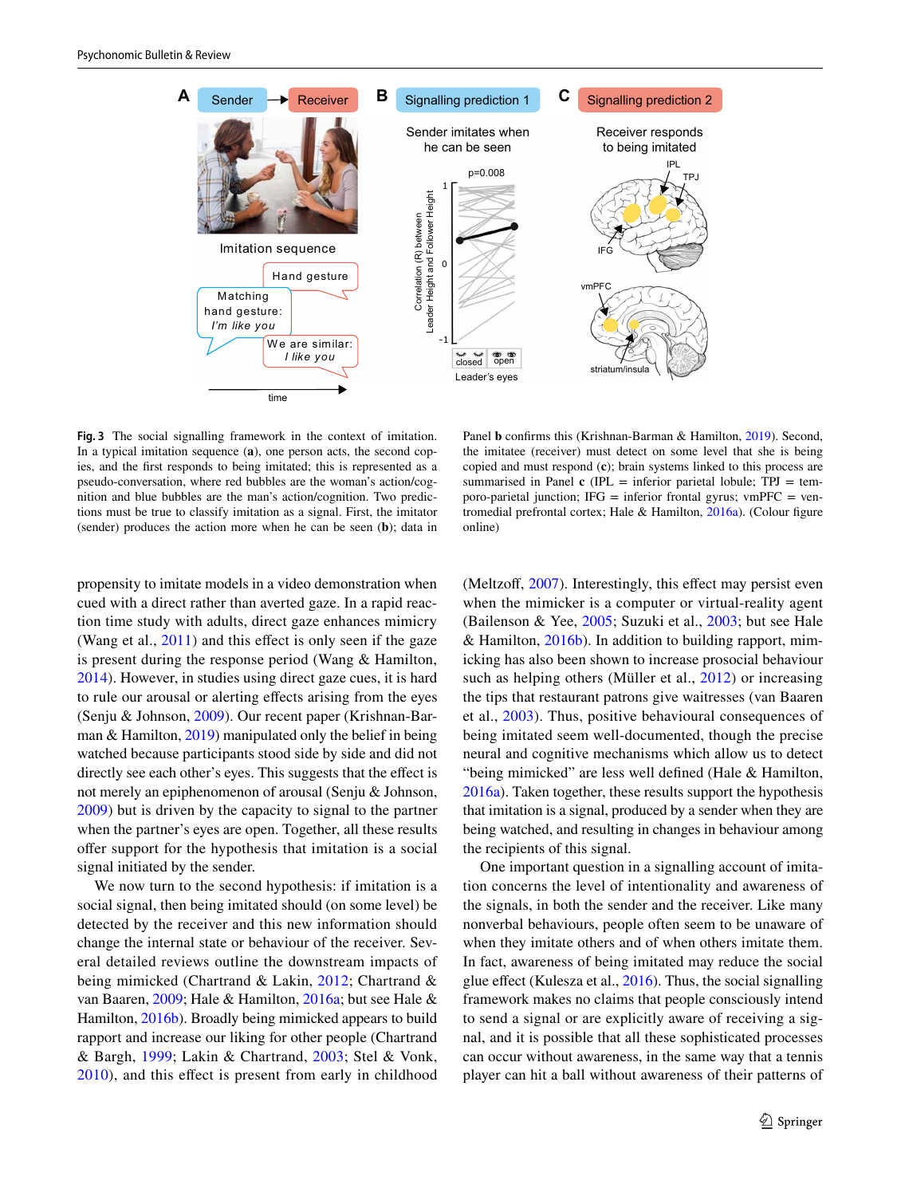**Fig. 3** The social signalling framework in the context of imitation. In a typical imitation sequence (**a**), one person acts, the second copies, and the first responds to being imitated; this is represented as a pseudo-conversation, where red bubbles are the woman's action/cognition and blue bubbles are the man's action/cognition. Two predictions must be true to classify imitation as a signal. First, the imitator (sender) produces the action more when he can be seen (**b**); data in Panel **b** confirms this (Krishnan-Barman & Hamilton, 2019). Second, the imitatee (receiver) must detect on some level that she is being copied and must respond (**c**); brain systems linked to this process are summarised in Panel **c** (IPL = inferior parietal lobule; TPJ = temporo-parietal junction; IFG = inferior frontal gyrus; vmPFC = ventromedial prefrontal cortex; Hale & Hamilton, 2016a). (Colour figure online)

propensity to imitate models in a video demonstration when cued with a direct rather than averted gaze. In a rapid reaction time study with adults, direct gaze enhances mimicry (Wang et al., 2011) and this effect is only seen if the gaze is present during the response period (Wang & Hamilton, 2014). However, in studies using direct gaze cues, it is hard to rule out arousal or alerting effects arising from the eyes (Senju & Johnson, 2009). Our recent paper (Krishnan-Barman & Hamilton, 2019) manipulated only the belief in being watched because participants stood side by side and did not directly see each other's eyes. This suggests that the effect is not merely an epiphenomenon of arousal (Senju & Johnson, 2009) but is driven by the capacity to signal to the partner when the partner's eyes are open. Together, all these results offer support for the hypothesis that imitation is a social signal initiated by the sender.

We now turn to the second hypothesis: if imitation is a social signal, then being imitated should (on some level) be detected by the receiver and this new information should change the internal state or behaviour of the receiver. Several detailed reviews outline the downstream impacts of being mimicked (Chartrand & Lakin, 2012; Chartrand & van Baaren, 2009; Hale & Hamilton, 2016a; but see Hale & Hamilton, 2016b). Broadly being mimicked appears to build rapport and increase our liking for other people (Chartrand & Bargh, 1999; Lakin & Chartrand, 2003; Stel & Vonk, 2010), and this effect is present from early in childhood (Meltzoff, 2007). Interestingly, this effect may persist even when the mimicker is a computer or virtual-reality agent (Bailenson & Yee, 2005; Suzuki et al., 2003; but see Hale & Hamilton, 2016b). In addition to building rapport, mimicking has also been shown to increase prosocial behaviour such as helping others (Müller et al., 2012) or increasing the tips that restaurant patrons give waitresses (van Baaren et al., 2003). Thus, positive behavioural consequences of being imitated seem well-documented, though the precise neural and cognitive mechanisms which allow us to detect "being mimicked" are less well defined (Hale & Hamilton, 2016a). Taken together, these results support the hypothesis that imitation is a signal, produced by a sender when they are being watched, and resulting in changes in behaviour among the recipients of this signal.

One important question in a signalling account of imitation concerns the level of intentionality and awareness of the signals, in both the sender and the receiver. Like many nonverbal behaviours, people often seem to be unaware of when they imitate others and of when others imitate them. In fact, awareness of being imitated may reduce the social glue effect (Kulesza et al., 2016). Thus, the social signalling framework makes no claims that people consciously intend to send a signal or are explicitly aware of receiving a signal, and it is possible that all these sophisticated processes can occur without awareness, in the same way that a tennis player can hit a ball without awareness of their patterns of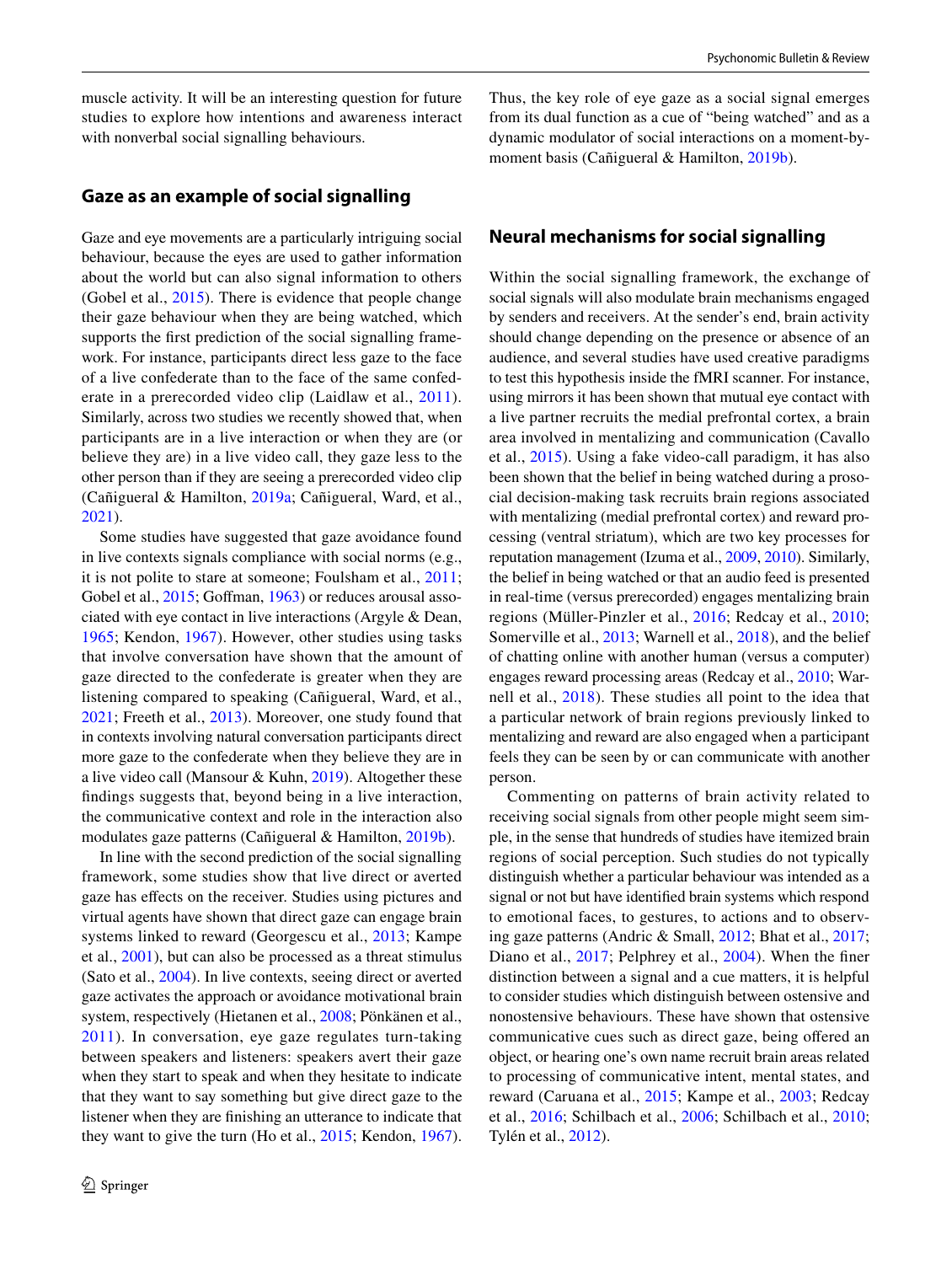muscle activity. It will be an interesting question for future studies to explore how intentions and awareness interact with nonverbal social signalling behaviours.

## Gaze as an example of social signalling

Gaze and eye movements are a particularly intriguing social behaviour, because the eyes are used to gather information about the world but can also signal information to others (Gobel et al., 2015). There is evidence that people change their gaze behaviour when they are being watched, which supports the first prediction of the social signalling framework. For instance, participants direct less gaze to the face of a live confederate than to the face of the same confederate in a prerecorded video clip (Laidlaw et al., 2011). Similarly, across two studies we recently showed that, when participants are in a live interaction or when they are (or believe they are) in a live video call, they gaze less to the other person than if they are seeing a prerecorded video clip (Cañigueral & Hamilton, 2019a; Cañigueral, Ward, et al., 2021).

Some studies have suggested that gaze avoidance found in live contexts signals compliance with social norms (e.g., it is not polite to stare at someone; Foulsham et al., 2011; Gobel et al., 2015; Goffman, 1963) or reduces arousal associated with eye contact in live interactions (Argyle & Dean, 1965; Kendon, 1967). However, other studies using tasks that involve conversation have shown that the amount of gaze directed to the confederate is greater when they are listening compared to speaking (Cañigueral, Ward, et al., 2021; Freeth et al., 2013). Moreover, one study found that in contexts involving natural conversation participants direct more gaze to the confederate when they believe they are in a live video call (Mansour & Kuhn, 2019). Altogether these findings suggests that, beyond being in a live interaction, the communicative context and role in the interaction also modulates gaze patterns (Cañigueral & Hamilton, 2019b).

In line with the second prediction of the social signalling framework, some studies show that live direct or averted gaze has effects on the receiver. Studies using pictures and virtual agents have shown that direct gaze can engage brain systems linked to reward (Georgescu et al., 2013; Kampe et al., 2001), but can also be processed as a threat stimulus (Sato et al., 2004). In live contexts, seeing direct or averted gaze activates the approach or avoidance motivational brain system, respectively (Hietanen et al., 2008; Pönkänen et al., 2011). In conversation, eye gaze regulates turn-taking between speakers and listeners: speakers avert their gaze when they start to speak and when they hesitate to indicate that they want to say something but give direct gaze to the listener when they are finishing an utterance to indicate that they want to give the turn (Ho et al., 2015; Kendon, 1967). Thus, the key role of eye gaze as a social signal emerges from its dual function as a cue of "being watched" and as a dynamic modulator of social interactions on a moment-by-moment basis (Cañigueral & Hamilton, 2019b).

## Neural mechanisms for social signalling

Within the social signalling framework, the exchange of social signals will also modulate brain mechanisms engaged by senders and receivers. At the sender's end, brain activity should change depending on the presence or absence of an audience, and several studies have used creative paradigms to test this hypothesis inside the fMRI scanner. For instance, using mirrors it has been shown that mutual eye contact with a live partner recruits the medial prefrontal cortex, a brain area involved in mentalizing and communication (Cavallo et al., 2015). Using a fake video-call paradigm, it has also been shown that the belief in being watched during a prosocial decision-making task recruits brain regions associated with mentalizing (medial prefrontal cortex) and reward processing (ventral striatum), which are two key processes for reputation management (Izuma et al., 2009, 2010). Similarly, the belief in being watched or that an audio feed is presented in real-time (versus prerecorded) engages mentalizing brain regions (Müller-Pinzler et al., 2016; Redcay et al., 2010; Somerville et al., 2013; Warnell et al., 2018), and the belief of chatting online with another human (versus a computer) engages reward processing areas (Redcay et al., 2010; Warnell et al., 2018). These studies all point to the idea that a particular network of brain regions previously linked to mentalizing and reward are also engaged when a participant feels they can be seen by or can communicate with another person.

Commenting on patterns of brain activity related to receiving social signals from other people might seem simple, in the sense that hundreds of studies have itemized brain regions of social perception. Such studies do not typically distinguish whether a particular behaviour was intended as a signal or not but have identified brain systems which respond to emotional faces, to gestures, to actions and to observing gaze patterns (Andric & Small, 2012; Bhat et al., 2017; Diano et al., 2017; Pelphrey et al., 2004). When the finer distinction between a signal and a cue matters, it is helpful to consider studies which distinguish between ostensive and nonostensive behaviours. These have shown that ostensive communicative cues such as direct gaze, being offered an object, or hearing one's own name recruit brain areas related to processing of communicative intent, mental states, and reward (Caruana et al., 2015; Kampe et al., 2003; Redcay et al., 2016; Schilbach et al., 2006; Schilbach et al., 2010; Tylén et al., 2012).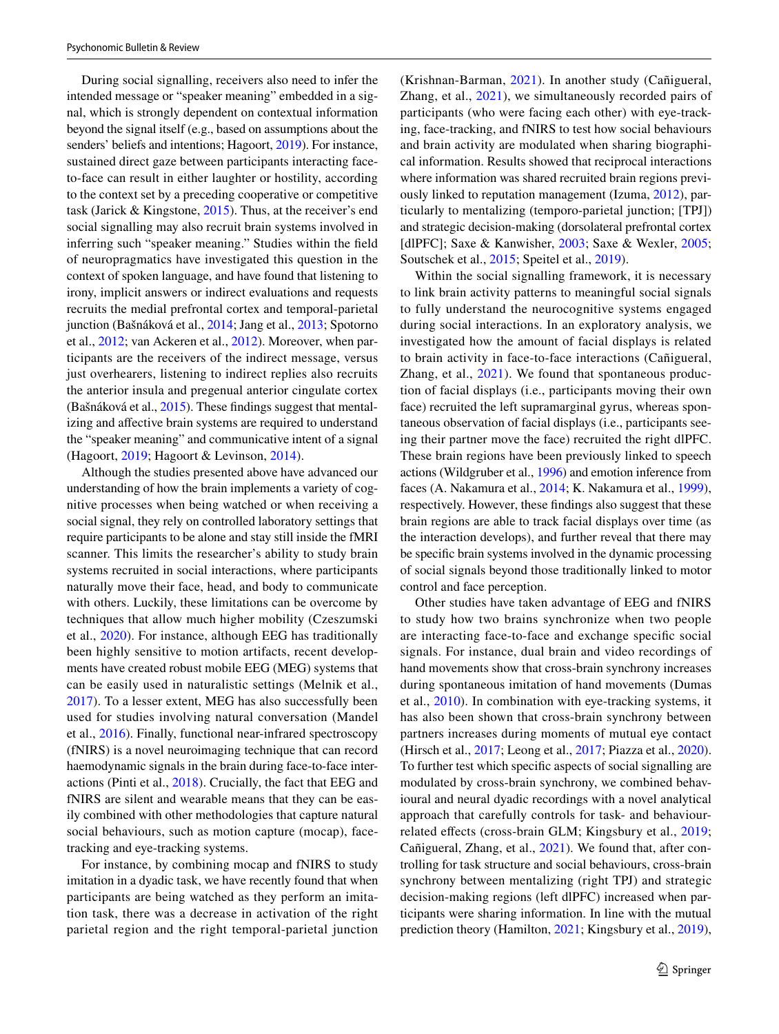During social signalling, receivers also need to infer the intended message or "speaker meaning" embedded in a signal, which is strongly dependent on contextual information beyond the signal itself (e.g., based on assumptions about the senders' beliefs and intentions; Hagoort, 2019). For instance, sustained direct gaze between participants interacting face-to-face can result in either laughter or hostility, according to the context set by a preceding cooperative or competitive task (Jarick & Kingstone, 2015). Thus, at the receiver's end social signalling may also recruit brain systems involved in inferring such "speaker meaning." Studies within the field of neuropragmatics have investigated this question in the context of spoken language, and have found that listening to irony, implicit answers or indirect evaluations and requests recruits the medial prefrontal cortex and temporal-parietal junction (Bašnáková et al., 2014; Jang et al., 2013; Spotorno et al., 2012; van Ackeren et al., 2012). Moreover, when participants are the receivers of the indirect message, versus just overhearers, listening to indirect replies also recruits the anterior insula and pregenual anterior cingulate cortex (Bašnáková et al., 2015). These findings suggest that mentalizing and affective brain systems are required to understand the "speaker meaning" and communicative intent of a signal (Hagoort, 2019; Hagoort & Levinson, 2014).

Although the studies presented above have advanced our understanding of how the brain implements a variety of cognitive processes when being watched or when receiving a social signal, they rely on controlled laboratory settings that require participants to be alone and stay still inside the fMRI scanner. This limits the researcher's ability to study brain systems recruited in social interactions, where participants naturally move their face, head, and body to communicate with others. Luckily, these limitations can be overcome by techniques that allow much higher mobility (Czeszumski et al., 2020). For instance, although EEG has traditionally been highly sensitive to motion artifacts, recent developments have created robust mobile EEG (MEG) systems that can be easily used in naturalistic settings (Melnik et al., 2017). To a lesser extent, MEG has also successfully been used for studies involving natural conversation (Mandel et al., 2016). Finally, functional near-infrared spectroscopy (fNIRS) is a novel neuroimaging technique that can record haemodynamic signals in the brain during face-to-face interactions (Pinti et al., 2018). Crucially, the fact that EEG and fNIRS are silent and wearable means that they can be easily combined with other methodologies that capture natural social behaviours, such as motion capture (mocap), face-tracking and eye-tracking systems.

For instance, by combining mocap and fNIRS to study imitation in a dyadic task, we have recently found that when participants are being watched as they perform an imitation task, there was a decrease in activation of the right parietal region and the right temporal-parietal junction (Krishnan-Barman, 2021). In another study (Cañigueral, Zhang, et al., 2021), we simultaneously recorded pairs of participants (who were facing each other) with eye-tracking, face-tracking, and fNIRS to test how social behaviours and brain activity are modulated when sharing biographical information. Results showed that reciprocal interactions where information was shared recruited brain regions previously linked to reputation management (Izuma, 2012), particularly to mentalizing (temporo-parietal junction; [TPJ]) and strategic decision-making (dorsolateral prefrontal cortex [dlPFC]; Saxe & Kanwisher, 2003; Saxe & Wexler, 2005; Soutschek et al., 2015; Speitel et al., 2019).

Within the social signalling framework, it is necessary to link brain activity patterns to meaningful social signals to fully understand the neurocognitive systems engaged during social interactions. In an exploratory analysis, we investigated how the amount of facial displays is related to brain activity in face-to-face interactions (Cañigueral, Zhang, et al., 2021). We found that spontaneous production of facial displays (i.e., participants moving their own face) recruited the left supramarginal gyrus, whereas spontaneous observation of facial displays (i.e., participants seeing their partner move the face) recruited the right dlPFC. These brain regions have been previously linked to speech actions (Wildgruber et al., 1996) and emotion inference from faces (A. Nakamura et al., 2014; K. Nakamura et al., 1999), respectively. However, these findings also suggest that these brain regions are able to track facial displays over time (as the interaction develops), and further reveal that there may be specific brain systems involved in the dynamic processing of social signals beyond those traditionally linked to motor control and face perception.

Other studies have taken advantage of EEG and fNIRS to study how two brains synchronize when two people are interacting face-to-face and exchange specific social signals. For instance, dual brain and video recordings of hand movements show that cross-brain synchrony increases during spontaneous imitation of hand movements (Dumas et al., 2010). In combination with eye-tracking systems, it has also been shown that cross-brain synchrony between partners increases during moments of mutual eye contact (Hirsch et al., 2017; Leong et al., 2017; Piazza et al., 2020). To further test which specific aspects of social signalling are modulated by cross-brain synchrony, we combined behavioural and neural dyadic recordings with a novel analytical approach that carefully controls for task- and behaviour-related effects (cross-brain GLM; Kingsbury et al., 2019; Cañigueral, Zhang, et al., 2021). We found that, after controlling for task structure and social behaviours, cross-brain synchrony between mentalizing (right TPJ) and strategic decision-making regions (left dlPFC) increased when participants were sharing information. In line with the mutual prediction theory (Hamilton, 2021; Kingsbury et al., 2019),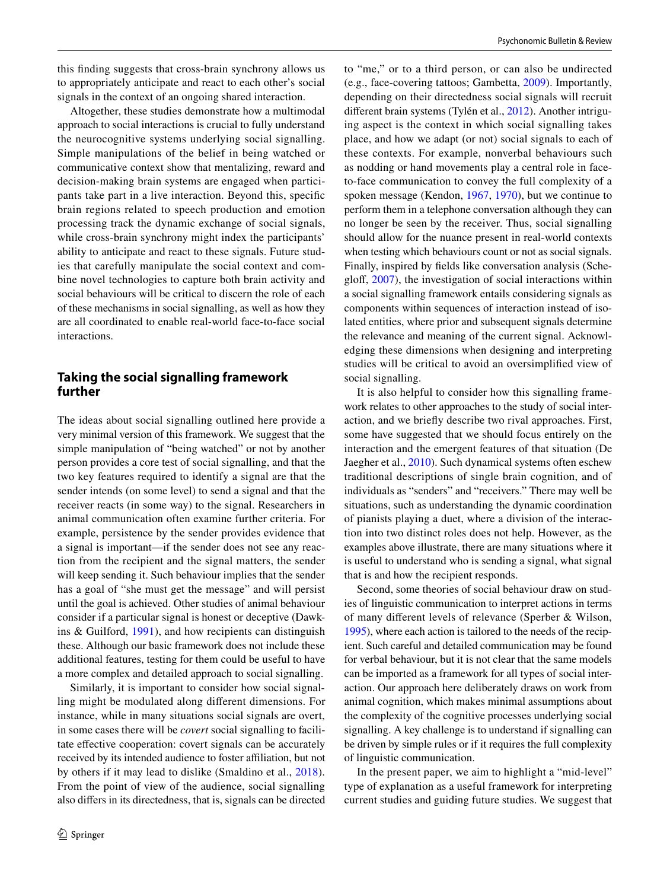this finding suggests that cross-brain synchrony allows us to appropriately anticipate and react to each other's social signals in the context of an ongoing shared interaction.

Altogether, these studies demonstrate how a multimodal approach to social interactions is crucial to fully understand the neurocognitive systems underlying social signalling. Simple manipulations of the belief in being watched or communicative context show that mentalizing, reward and decision-making brain systems are engaged when participants take part in a live interaction. Beyond this, specific brain regions related to speech production and emotion processing track the dynamic exchange of social signals, while cross-brain synchrony might index the participants' ability to anticipate and react to these signals. Future studies that carefully manipulate the social context and combine novel technologies to capture both brain activity and social behaviours will be critical to discern the role of each of these mechanisms in social signalling, as well as how they are all coordinated to enable real-world face-to-face social interactions.

## Taking the social signalling framework further

The ideas about social signalling outlined here provide a very minimal version of this framework. We suggest that the simple manipulation of "being watched" or not by another person provides a core test of social signalling, and that the two key features required to identify a signal are that the sender intends (on some level) to send a signal and that the receiver reacts (in some way) to the signal. Researchers in animal communication often examine further criteria. For example, persistence by the sender provides evidence that a signal is important—if the sender does not see any reaction from the recipient and the signal matters, the sender will keep sending it. Such behaviour implies that the sender has a goal of "she must get the message" and will persist until the goal is achieved. Other studies of animal behaviour consider if a particular signal is honest or deceptive (Dawkins & Guilford, 1991), and how recipients can distinguish these. Although our basic framework does not include these additional features, testing for them could be useful to have a more complex and detailed approach to social signalling.

Similarly, it is important to consider how social signalling might be modulated along different dimensions. For instance, while in many situations social signals are overt, in some cases there will be *covert* social signalling to facilitate effective cooperation: covert signals can be accurately received by its intended audience to foster affiliation, but not by others if it may lead to dislike (Smaldino et al., 2018). From the point of view of the audience, social signalling also differs in its directedness, that is, signals can be directed to "me," or to a third person, or can also be undirected (e.g., face-covering tattoos; Gambetta, 2009). Importantly, depending on their directedness social signals will recruit different brain systems (Tylén et al., 2012). Another intriguing aspect is the context in which social signalling takes place, and how we adapt (or not) social signals to each of these contexts. For example, nonverbal behaviours such as nodding or hand movements play a central role in face-to-face communication to convey the full complexity of a spoken message (Kendon, 1967, 1970), but we continue to perform them in a telephone conversation although they can no longer be seen by the receiver. Thus, social signalling should allow for the nuance present in real-world contexts when testing which behaviours count or not as social signals. Finally, inspired by fields like conversation analysis (Schegloff, 2007), the investigation of social interactions within a social signalling framework entails considering signals as components within sequences of interaction instead of isolated entities, where prior and subsequent signals determine the relevance and meaning of the current signal. Acknowledging these dimensions when designing and interpreting studies will be critical to avoid an oversimplified view of social signalling.

It is also helpful to consider how this signalling framework relates to other approaches to the study of social interaction, and we briefly describe two rival approaches. First, some have suggested that we should focus entirely on the interaction and the emergent features of that situation (De Jaegher et al., 2010). Such dynamical systems often eschew traditional descriptions of single brain cognition, and of individuals as "senders" and "receivers." There may well be situations, such as understanding the dynamic coordination of pianists playing a duet, where a division of the interaction into two distinct roles does not help. However, as the examples above illustrate, there are many situations where it is useful to understand who is sending a signal, what signal that is and how the recipient responds.

Second, some theories of social behaviour draw on studies of linguistic communication to interpret actions in terms of many different levels of relevance (Sperber & Wilson, 1995), where each action is tailored to the needs of the recipient. Such careful and detailed communication may be found for verbal behaviour, but it is not clear that the same models can be imported as a framework for all types of social interaction. Our approach here deliberately draws on work from animal cognition, which makes minimal assumptions about the complexity of the cognitive processes underlying social signalling. A key challenge is to understand if signalling can be driven by simple rules or if it requires the full complexity of linguistic communication.

In the present paper, we aim to highlight a "mid-level" type of explanation as a useful framework for interpreting current studies and guiding future studies. We suggest that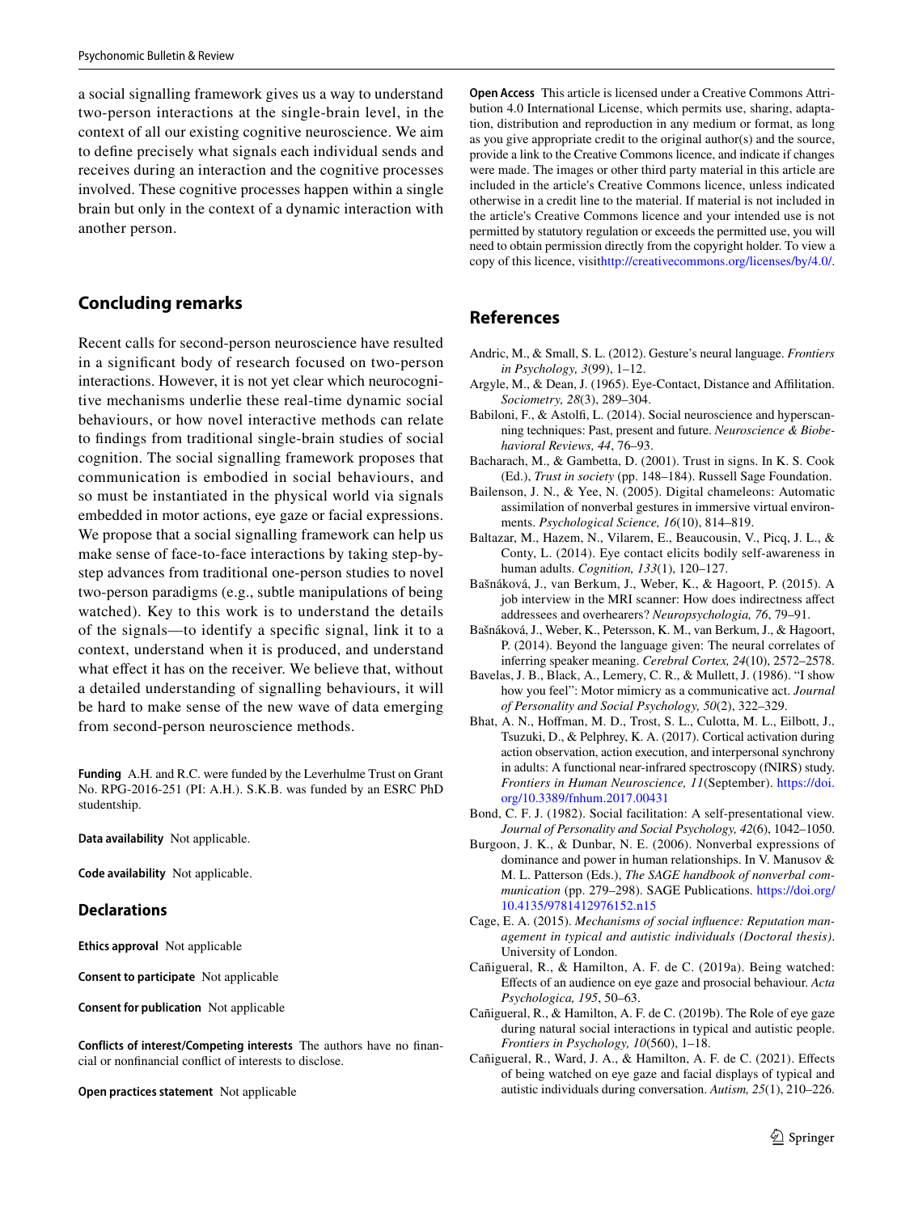a social signalling framework gives us a way to understand two-person interactions at the single-brain level, in the context of all our existing cognitive neuroscience. We aim to define precisely what signals each individual sends and receives during an interaction and the cognitive processes involved. These cognitive processes happen within a single brain but only in the context of a dynamic interaction with another person.

## Concluding remarks

Recent calls for second-person neuroscience have resulted in a significant body of research focused on two-person interactions. However, it is not yet clear which neurocognitive mechanisms underlie these real-time dynamic social behaviours, or how novel interactive methods can relate to findings from traditional single-brain studies of social cognition. The social signalling framework proposes that communication is embodied in social behaviours, and so must be instantiated in the physical world via signals embedded in motor actions, eye gaze or facial expressions. We propose that a social signalling framework can help us make sense of face-to-face interactions by taking step-by-step advances from traditional one-person studies to novel two-person paradigms (e.g., subtle manipulations of being watched). Key to this work is to understand the details of the signals—to identify a specific signal, link it to a context, understand when it is produced, and understand what effect it has on the receiver. We believe that, without a detailed understanding of signalling behaviours, it will be hard to make sense of the new wave of data emerging from second-person neuroscience methods.

**Funding** A.H. and R.C. were funded by the Leverhulme Trust on Grant No. RPG-2016-251 (PI: A.H.). S.K.B. was funded by an ESRC PhD studentship.

**Data availability** Not applicable.

**Code availability** Not applicable.

## Declarations

**Ethics approval** Not applicable

**Consent to participate** Not applicable

**Consent for publication** Not applicable

**Conflicts of interest/Competing interests** The authors have no financial or nonfinancial conflict of interests to disclose.

**Open practices statement** Not applicable

**Open Access** This article is licensed under a Creative Commons Attribution 4.0 International License, which permits use, sharing, adaptation, distribution and reproduction in any medium or format, as long as you give appropriate credit to the original author(s) and the source, provide a link to the Creative Commons licence, and indicate if changes were made. The images or other third party material in this article are included in the article's Creative Commons licence, unless indicated otherwise in a credit line to the material. If material is not included in the article's Creative Commons licence and your intended use is not permitted by statutory regulation or exceeds the permitted use, you will need to obtain permission directly from the copyright holder. To view a copy of this licence, visithttp://creativecommons.org/licenses/by/4.0/.

## References

Andric, M., & Small, S. L. (2012). Gesture's neural language. *Frontiers in Psychology, 3*(99), 1–12.

Argyle, M., & Dean, J. (1965). Eye-Contact, Distance and Affiliation. *Sociometry, 28*(3), 289–304.

Babiloni, F., & Astolfi, L. (2014). Social neuroscience and hyperscanning techniques: Past, present and future. *Neuroscience & Biobehavioral Reviews, 44*, 76–93.

Bacharach, M., & Gambetta, D. (2001). Trust in signs. In K. S. Cook (Ed.), *Trust in society* (pp. 148–184). Russell Sage Foundation.

Bailenson, J. N., & Yee, N. (2005). Digital chameleons: Automatic assimilation of nonverbal gestures in immersive virtual environments. *Psychological Science, 16*(10), 814–819.

Baltazar, M., Hazem, N., Vilarem, E., Beaucousin, V., Picq, J. L., & Conty, L. (2014). Eye contact elicits bodily self-awareness in human adults. *Cognition, 133*(1), 120–127.

Bašnáková, J., van Berkum, J., Weber, K., & Hagoort, P. (2015). A job interview in the MRI scanner: How does indirectness affect addressees and overhearers? *Neuropsychologia, 76*, 79–91.

Bašnáková, J., Weber, K., Petersson, K. M., van Berkum, J., & Hagoort, P. (2014). Beyond the language given: The neural correlates of inferring speaker meaning. *Cerebral Cortex, 24*(10), 2572–2578.

Bavelas, J. B., Black, A., Lemery, C. R., & Mullett, J. (1986). "I show how you feel": Motor mimicry as a communicative act. *Journal of Personality and Social Psychology, 50*(2), 322–329.

Bhat, A. N., Hoffman, M. D., Trost, S. L., Culotta, M. L., Eilbott, J., Tsuzuki, D., & Pelphrey, K. A. (2017). Cortical activation during action observation, action execution, and interpersonal synchrony in adults: A functional near-infrared spectroscopy (fNIRS) study. *Frontiers in Human Neuroscience, 11*(September). https://doi.org/10.3389/fnhum.2017.00431

Bond, C. F. J. (1982). Social facilitation: A self-presentational view. *Journal of Personality and Social Psychology, 42*(6), 1042–1050.

Burgoon, J. K., & Dunbar, N. E. (2006). Nonverbal expressions of dominance and power in human relationships. In V. Manusov & M. L. Patterson (Eds.), *The SAGE handbook of nonverbal communication* (pp. 279–298). SAGE Publications. https://doi.org/10.4135/9781412976152.n15

Cage, E. A. (2015). *Mechanisms of social influence: Reputation management in typical and autistic individuals (Doctoral thesis)*. University of London.

Cañigueral, R., & Hamilton, A. F. de C. (2019a). Being watched: Effects of an audience on eye gaze and prosocial behaviour. *Acta Psychologica, 195*, 50–63.

Cañigueral, R., & Hamilton, A. F. de C. (2019b). The Role of eye gaze during natural social interactions in typical and autistic people. *Frontiers in Psychology, 10*(560), 1–18.

Cañigueral, R., Ward, J. A., & Hamilton, A. F. de C. (2021). Effects of being watched on eye gaze and facial displays of typical and autistic individuals during conversation. *Autism, 25*(1), 210–226.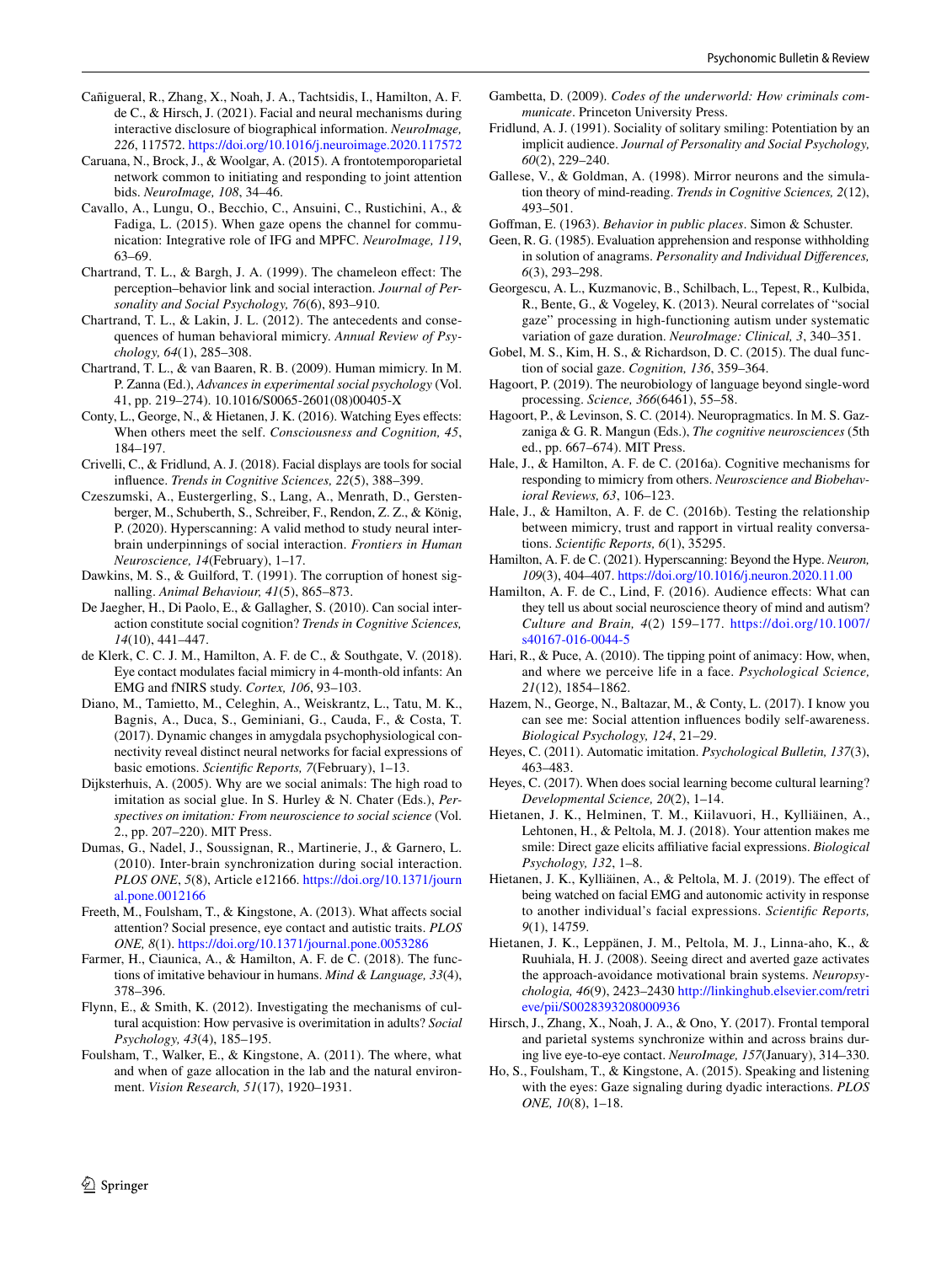Cañigueral, R., Zhang, X., Noah, J. A., Tachtsidis, I., Hamilton, A. F. de C., & Hirsch, J. (2021). Facial and neural mechanisms during interactive disclosure of biographical information. *NeuroImage, 226*, 117572. https://doi.org/10.1016/j.neuroimage.2020.117572

Caruana, N., Brock, J., & Woolgar, A. (2015). A frontotemporoparietal network common to initiating and responding to joint attention bids. *NeuroImage, 108*, 34–46.

Cavallo, A., Lungu, O., Becchio, C., Ansuini, C., Rustichini, A., & Fadiga, L. (2015). When gaze opens the channel for communication: Integrative role of IFG and MPFC. *NeuroImage, 119*, 63–69.

Chartrand, T. L., & Bargh, J. A. (1999). The chameleon effect: The perception–behavior link and social interaction. *Journal of Personality and Social Psychology, 76*(6), 893–910.

Chartrand, T. L., & Lakin, J. L. (2012). The antecedents and consequences of human behavioral mimicry. *Annual Review of Psychology, 64*(1), 285–308.

Chartrand, T. L., & van Baaren, R. B. (2009). Human mimicry. In M. P. Zanna (Ed.), *Advances in experimental social psychology* (Vol. 41, pp. 219–274). 10.1016/S0065-2601(08)00405-X

Conty, L., George, N., & Hietanen, J. K. (2016). Watching Eyes effects: When others meet the self. *Consciousness and Cognition, 45*, 184–197.

Crivelli, C., & Fridlund, A. J. (2018). Facial displays are tools for social influence. *Trends in Cognitive Sciences, 22*(5), 388–399.

Czeszumski, A., Eustergerling, S., Lang, A., Menrath, D., Gerstenberger, M., Schuberth, S., Schreiber, F., Rendon, Z. Z., & König, P. (2020). Hyperscanning: A valid method to study neural inter-brain underpinnings of social interaction. *Frontiers in Human Neuroscience, 14*(February), 1–17.

Dawkins, M. S., & Guilford, T. (1991). The corruption of honest signalling. *Animal Behaviour, 41*(5), 865–873.

De Jaegher, H., Di Paolo, E., & Gallagher, S. (2010). Can social interaction constitute social cognition? *Trends in Cognitive Sciences, 14*(10), 441–447.

de Klerk, C. C. J. M., Hamilton, A. F. de C., & Southgate, V. (2018). Eye contact modulates facial mimicry in 4-month-old infants: An EMG and fNIRS study. *Cortex, 106*, 93–103.

Diano, M., Tamietto, M., Celeghin, A., Weiskrantz, L., Tatu, M. K., Bagnis, A., Duca, S., Geminiani, G., Cauda, F., & Costa, T. (2017). Dynamic changes in amygdala psychophysiological connectivity reveal distinct neural networks for facial expressions of basic emotions. *Scientific Reports, 7*(February), 1–13.

Dijksterhuis, A. (2005). Why are we social animals: The high road to imitation as social glue. In S. Hurley & N. Chater (Eds.), *Perspectives on imitation: From neuroscience to social science* (Vol. 2., pp. 207–220). MIT Press.

Dumas, G., Nadel, J., Soussignan, R., Martinerie, J., & Garnero, L. (2010). Inter-brain synchronization during social interaction. *PLOS ONE*, *5*(8), Article e12166. https://doi.org/10.1371/journal.pone.0012166

Freeth, M., Foulsham, T., & Kingstone, A. (2013). What affects social attention? Social presence, eye contact and autistic traits. *PLOS ONE, 8*(1). https://doi.org/10.1371/journal.pone.0053286

Farmer, H., Ciaunica, A., & Hamilton, A. F. de C. (2018). The functions of imitative behaviour in humans. *Mind & Language, 33*(4), 378–396.

Flynn, E., & Smith, K. (2012). Investigating the mechanisms of cultural acquisition: How pervasive is overimitation in adults? *Social Psychology, 43*(4), 185–195.

Foulsham, T., Walker, E., & Kingstone, A. (2011). The where, what and when of gaze allocation in the lab and the natural environment. *Vision Research, 51*(17), 1920–1931.

Gambetta, D. (2009). *Codes of the underworld: How criminals communicate*. Princeton University Press.

Fridlund, A. J. (1991). Sociality of solitary smiling: Potentiation by an implicit audience. *Journal of Personality and Social Psychology, 60*(2), 229–240.

Gallese, V., & Goldman, A. (1998). Mirror neurons and the simulation theory of mind-reading. *Trends in Cognitive Sciences, 2*(12), 493–501.

Goffman, E. (1963). *Behavior in public places*. Simon & Schuster.

Geen, R. G. (1985). Evaluation apprehension and response withholding in solution of anagrams. *Personality and Individual Differences, 6*(3), 293–298.

Georgescu, A. L., Kuzmanovic, B., Schilbach, L., Tepest, R., Kulbida, R., Bente, G., & Vogeley, K. (2013). Neural correlates of "social gaze" processing in high-functioning autism under systematic variation of gaze duration. *NeuroImage: Clinical, 3*, 340–351.

Gobel, M. S., Kim, H. S., & Richardson, D. C. (2015). The dual function of social gaze. *Cognition, 136*, 359–364.

Hagoort, P. (2019). The neurobiology of language beyond single-word processing. *Science, 366*(6461), 55–58.

Hagoort, P., & Levinson, S. C. (2014). Neuropragmatics. In M. S. Gazzaniga & G. R. Mangun (Eds.), *The cognitive neurosciences* (5th ed., pp. 667–674). MIT Press.

Hale, J., & Hamilton, A. F. de C. (2016a). Cognitive mechanisms for responding to mimicry from others. *Neuroscience and Biobehavioral Reviews, 63*, 106–123.

Hale, J., & Hamilton, A. F. de C. (2016b). Testing the relationship between mimicry, trust and rapport in virtual reality conversations. *Scientific Reports, 6*(1), 35295.

Hamilton, A. F. de C. (2021). Hyperscanning: Beyond the Hype. *Neuron, 109*(3), 404–407. https://doi.org/10.1016/j.neuron.2020.11.00

Hamilton, A. F. de C., Lind, F. (2016). Audience effects: What can they tell us about social neuroscience theory of mind and autism? *Culture and Brain, 4*(2) 159–177. https://doi.org/10.1007/s40167-016-0044-5

Hari, R., & Puce, A. (2010). The tipping point of animacy: How, when, and where we perceive life in a face. *Psychological Science, 21*(12), 1854–1862.

Hazem, N., George, N., Baltazar, M., & Conty, L. (2017). I know you can see me: Social attention influences bodily self-awareness. *Biological Psychology, 124*, 21–29.

Heyes, C. (2011). Automatic imitation. *Psychological Bulletin, 137*(3), 463–483.

Heyes, C. (2017). When does social learning become cultural learning? *Developmental Science, 20*(2), 1–14.

Hietanen, J. K., Helminen, T. M., Kiilavuori, H., Kylliäinen, A., Lehtonen, H., & Peltola, M. J. (2018). Your attention makes me smile: Direct gaze elicits affiliative facial expressions. *Biological Psychology, 132*, 1–8.

Hietanen, J. K., Kylliäinen, A., & Peltola, M. J. (2019). The effect of being watched on facial EMG and autonomic activity in response to another individual's facial expressions. *Scientific Reports, 9*(1), 14759.

Hietanen, J. K., Leppänen, J. M., Peltola, M. J., Linna-aho, K., & Ruuhiala, H. J. (2008). Seeing direct and averted gaze activates the approach-avoidance motivational brain systems. *Neuropsychologia, 46*(9), 2423–2430 http://linkinghub.elsevier.com/retrieve/pii/S0028393208000936

Hirsch, J., Zhang, X., Noah, J. A., & Ono, Y. (2017). Frontal temporal and parietal systems synchronize within and across brains during live eye-to-eye contact. *NeuroImage, 157*(January), 314–330.

Ho, S., Foulsham, T., & Kingstone, A. (2015). Speaking and listening with the eyes: Gaze signaling during dyadic interactions. *PLOS ONE, 10*(8), 1–18.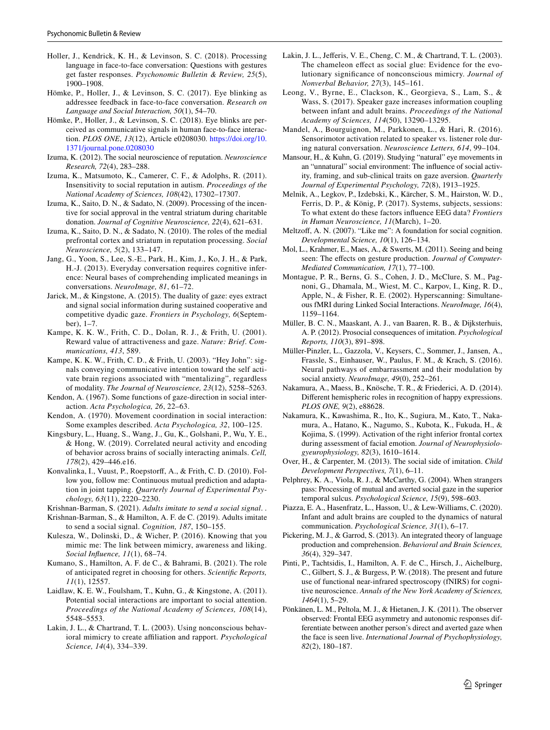Holler, J., Kendrick, K. H., & Levinson, S. C. (2018). Processing language in face-to-face conversation: Questions with gestures get faster responses. *Psychonomic Bulletin & Review, 25*(5), 1900–1908.

Hömke, P., Holler, J., & Levinson, S. C. (2017). Eye blinking as addressee feedback in face-to-face conversation. *Research on Language and Social Interaction, 50*(1), 54–70.

Hömke, P., Holler, J., & Levinson, S. C. (2018). Eye blinks are perceived as communicative signals in human face-to-face interaction. *PLOS ONE*, *13*(12), Article e0208030. https://doi.org/10.1371/journal.pone.0208030

Izuma, K. (2012). The social neuroscience of reputation. *Neuroscience Research, 72*(4), 283–288.

Izuma, K., Matsumoto, K., Camerer, C. F., & Adolphs, R. (2011). Insensitivity to social reputation in autism. *Proceedings of the National Academy of Sciences, 108*(42), 17302–17307.

Izuma, K., Saito, D. N., & Sadato, N. (2009). Processing of the incentive for social approval in the ventral striatum during charitable donation. *Journal of Cognitive Neuroscience, 22*(4), 621–631.

Izuma, K., Saito, D. N., & Sadato, N. (2010). The roles of the medial prefrontal cortex and striatum in reputation processing. *Social Neuroscience, 5*(2), 133–147.

Jang, G., Yoon, S., Lee, S.-E., Park, H., Kim, J., Ko, J. H., & Park, H.-J. (2013). Everyday conversation requires cognitive inference: Neural bases of comprehending implicated meanings in conversations. *NeuroImage, 81*, 61–72.

Jarick, M., & Kingstone, A. (2015). The duality of gaze: eyes extract and signal social information during sustained cooperative and competitive dyadic gaze. *Frontiers in Psychology, 6*(September), 1–7.

Kampe, K. K. W., Frith, C. D., Dolan, R. J., & Frith, U. (2001). Reward value of attractiveness and gaze. *Nature: Brief. Communications, 413*, 589.

Kampe, K. K. W., Frith, C. D., & Frith, U. (2003). "Hey John": signals conveying communicative intention toward the self activate brain regions associated with "mentalizing", regardless of modality. *The Journal of Neuroscience, 23*(12), 5258–5263.

Kendon, A. (1967). Some functions of gaze-direction in social interaction. *Acta Psychologica, 26*, 22–63.

Kendon, A. (1970). Movement coordination in social interaction: Some examples described. *Acta Psychologica, 32*, 100–125.

Kingsbury, L., Huang, S., Wang, J., Gu, K., Golshani, P., Wu, Y. E., & Hong, W. (2019). Correlated neural activity and encoding of behavior across brains of socially interacting animals. *Cell, 178*(2), 429–446.e16.

Konvalinka, I., Vuust, P., Roepstorff, A., & Frith, C. D. (2010). Follow you, follow me: Continuous mutual prediction and adaptation in joint tapping. *Quarterly Journal of Experimental Psychology, 63*(11), 2220–2230.

Krishnan-Barman, S. (2021). *Adults imitate to send a social signal*. .

Krishnan-Barman, S., & Hamilton, A. F. de C. (2019). Adults imitate to send a social signal. *Cognition, 187*, 150–155.

Kulesza, W., Dolinski, D., & Wicher, P. (2016). Knowing that you mimic me: The link between mimicry, awareness and liking. *Social Influence, 11*(1), 68–74.

Kumano, S., Hamilton, A. F. de C., & Bahrami, B. (2021). The role of anticipated regret in choosing for others. *Scientific Reports, 11*(1), 12557.

Laidlaw, K. E. W., Foulsham, T., Kuhn, G., & Kingstone, A. (2011). Potential social interactions are important to social attention. *Proceedings of the National Academy of Sciences, 108*(14), 5548–5553.

Lakin, J. L., & Chartrand, T. L. (2003). Using nonconscious behavioral mimicry to create affiliation and rapport. *Psychological Science, 14*(4), 334–339.

Lakin, J. L., Jefferis, V. E., Cheng, C. M., & Chartrand, T. L. (2003). The chameleon effect as social glue: Evidence for the evolutionary significance of nonconscious mimicry. *Journal of Nonverbal Behavior, 27*(3), 145–161.

Leong, V., Byrne, E., Clackson, K., Georgieva, S., Lam, S., & Wass, S. (2017). Speaker gaze increases information coupling between infant and adult brains. *Proceedings of the National Academy of Sciences, 114*(50), 13290–13295.

Mandel, A., Bourguignon, M., Parkkonen, L., & Hari, R. (2016). Sensorimotor activation related to speaker vs. listener role during natural conversation. *Neuroscience Letters, 614*, 99–104.

Mansour, H., & Kuhn, G. (2019). Studying "natural" eye movements in an "unnatural" social environment: The influence of social activity, framing, and sub-clinical traits on gaze aversion. *Quarterly Journal of Experimental Psychology, 72*(8), 1913–1925.

Melnik, A., Legkov, P., Izdebski, K., Kärcher, S. M., Hairston, W. D., Ferris, D. P., & König, P. (2017). Systems, subjects, sessions: To what extent do these factors influence EEG data? *Frontiers in Human Neuroscience, 11*(March), 1–20.

Meltzoff, A. N. (2007). "Like me": A foundation for social cognition. *Developmental Science, 10*(1), 126–134.

Mol, L., Krahmer, E., Maes, A., & Swerts, M. (2011). Seeing and being seen: The effects on gesture production. *Journal of Computer-Mediated Communication, 17*(1), 77–100.

Montague, P. R., Berns, G. S., Cohen, J. D., McClure, S. M., Pagnoni, G., Dhamala, M., Wiest, M. C., Karpov, I., King, R. D., Apple, N., & Fisher, R. E. (2002). Hyperscanning: Simultaneous fMRI during Linked Social Interactions. *NeuroImage, 16*(4), 1159–1164.

Müller, B. C. N., Maaskant, A. J., van Baaren, R. B., & Dijksterhuis, A. P. (2012). Prosocial consequences of imitation. *Psychological Reports, 110*(3), 891–898.

Müller-Pinzler, L., Gazzola, V., Keysers, C., Sommer, J., Jansen, A., Frassle, S., Einhauser, W., Paulus, F. M., & Krach, S. (2016). Neural pathways of embarrassment and their modulation by social anxiety. *NeuroImage, 49*(0), 252–261.

Nakamura, A., Maess, B., Knösche, T. R., & Friederici, A. D. (2014). Different hemispheric roles in recognition of happy expressions. *PLOS ONE, 9*(2), e88628.

Nakamura, K., Kawashima, R., Ito, K., Sugiura, M., Kato, T., Nakamura, A., Hatano, K., Nagumo, S., Kubota, K., Fukuda, H., & Kojima, S. (1999). Activation of the right inferior frontal cortex during assessment of facial emotion. *Journal of Neurophysiologyeurophysiology, 82*(3), 1610–1614.

Over, H., & Carpenter, M. (2013). The social side of imitation. *Child Development Perspectives, 7*(1), 6–11.

Pelphrey, K. A., Viola, R. J., & McCarthy, G. (2004). When strangers pass: Processing of mutual and averted social gaze in the superior temporal sulcus. *Psychological Science, 15*(9), 598–603.

Piazza, E. A., Hasenfratz, L., Hasson, U., & Lew-Williams, C. (2020). Infant and adult brains are coupled to the dynamics of natural communication. *Psychological Science, 31*(1), 6–17.

Pickering, M. J., & Garrod, S. (2013). An integrated theory of language production and comprehension. *Behavioral and Brain Sciences, 36*(4), 329–347.

Pinti, P., Tachtsidis, I., Hamilton, A. F. de C., Hirsch, J., Aichelburg, C., Gilbert, S. J., & Burgess, P. W. (2018). The present and future use of functional near-infrared spectroscopy (fNIRS) for cognitive neuroscience. *Annals of the New York Academy of Sciences, 1464*(1), 5–29.

Pönkänen, L. M., Peltola, M. J., & Hietanen, J. K. (2011). The observer observed: Frontal EEG asymmetry and autonomic responses differentiate between another person's direct and averted gaze when the face is seen live. *International Journal of Psychophysiology, 82*(2), 180–187.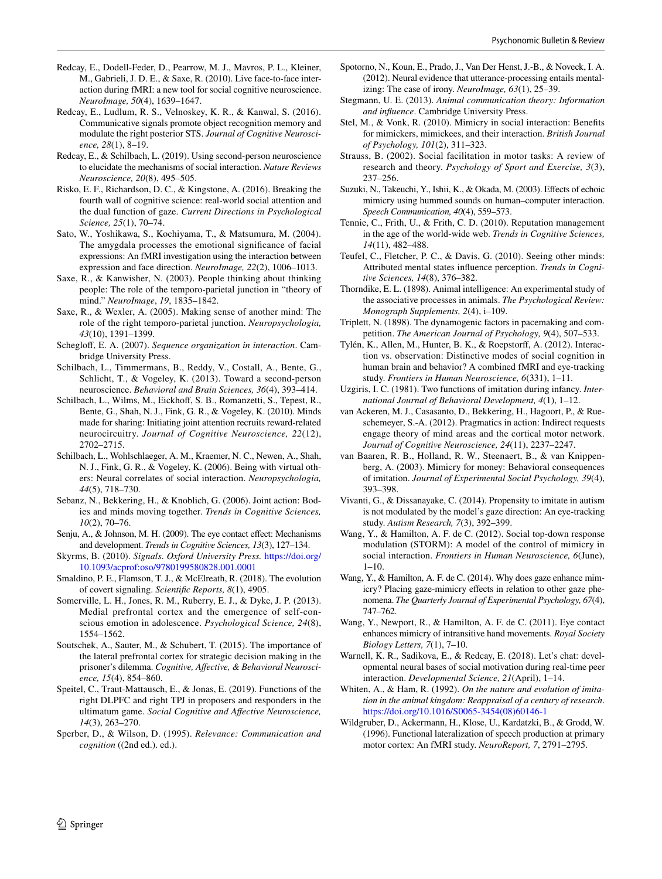Redcay, E., Dodell-Feder, D., Pearrow, M. J., Mavros, P. L., Kleiner, M., Gabrieli, J. D. E., & Saxe, R. (2010). Live face-to-face interaction during fMRI: a new tool for social cognitive neuroscience. *NeuroImage, 50*(4), 1639–1647.

Redcay, E., Ludlum, R. S., Velnoskey, K. R., & Kanwal, S. (2016). Communicative signals promote object recognition memory and modulate the right posterior STS. *Journal of Cognitive Neuroscience, 28*(1), 8–19.

Redcay, E., & Schilbach, L. (2019). Using second-person neuroscience to elucidate the mechanisms of social interaction. *Nature Reviews Neuroscience, 20*(8), 495–505.

Risko, E. F., Richardson, D. C., & Kingstone, A. (2016). Breaking the fourth wall of cognitive science: real-world social attention and the dual function of gaze. *Current Directions in Psychological Science, 25*(1), 70–74.

Sato, W., Yoshikawa, S., Kochiyama, T., & Matsumura, M. (2004). The amygdala processes the emotional significance of facial expressions: An fMRI investigation using the interaction between expression and face direction. *NeuroImage, 22*(2), 1006–1013.

Saxe, R., & Kanwisher, N. (2003). People thinking about thinking people: The role of the temporo-parietal junction in "theory of mind." *NeuroImage*, *19*, 1835–1842.

Saxe, R., & Wexler, A. (2005). Making sense of another mind: The role of the right temporo-parietal junction. *Neuropsychologia, 43*(10), 1391–1399.

Schegloff, E. A. (2007). *Sequence organization in interaction*. Cambridge University Press.

Schilbach, L., Timmermans, B., Reddy, V., Costall, A., Bente, G., Schlicht, T., & Vogeley, K. (2013). Toward a second-person neuroscience. *Behavioral and Brain Sciences, 36*(4), 393–414.

Schilbach, L., Wilms, M., Eickhoff, S. B., Romanzetti, S., Tepest, R., Bente, G., Shah, N. J., Fink, G. R., & Vogeley, K. (2010). Minds made for sharing: Initiating joint attention recruits reward-related neurocircuitry. *Journal of Cognitive Neuroscience, 22*(12), 2702–2715.

Schilbach, L., Wohlschlaeger, A. M., Kraemer, N. C., Newen, A., Shah, N. J., Fink, G. R., & Vogeley, K. (2006). Being with virtual others: Neural correlates of social interaction. *Neuropsychologia, 44*(5), 718–730.

Sebanz, N., Bekkering, H., & Knoblich, G. (2006). Joint action: Bodies and minds moving together. *Trends in Cognitive Sciences, 10*(2), 70–76.

Senju, A., & Johnson, M. H. (2009). The eye contact effect: Mechanisms and development. *Trends in Cognitive Sciences, 13*(3), 127–134.

Skyrms, B. (2010). *Signals*. *Oxford University Press.* https://doi.org/10.1093/acprof:oso/9780199580828.001.0001

Smaldino, P. E., Flamson, T. J., & McElreath, R. (2018). The evolution of covert signaling. *Scientific Reports, 8*(1), 4905.

Somerville, L. H., Jones, R. M., Ruberry, E. J., & Dyke, J. P. (2013). Medial prefrontal cortex and the emergence of self-conscious emotion in adolescence. *Psychological Science, 24*(8), 1554–1562.

Soutschek, A., Sauter, M., & Schubert, T. (2015). The importance of the lateral prefrontal cortex for strategic decision making in the prisoner's dilemma. *Cognitive, Affective, & Behavioral Neuroscience, 15*(4), 854–860.

Speitel, C., Traut-Mattausch, E., & Jonas, E. (2019). Functions of the right DLPFC and right TPJ in proposers and responders in the ultimatum game. *Social Cognitive and Affective Neuroscience, 14*(3), 263–270.

Sperber, D., & Wilson, D. (1995). *Relevance: Communication and cognition* ((2nd ed.). ed.).

Spotorno, N., Koun, E., Prado, J., Van Der Henst, J.-B., & Noveck, I. A. (2012). Neural evidence that utterance-processing entails mentalizing: The case of irony. *NeuroImage, 63*(1), 25–39.

Stegmann, U. E. (2013). *Animal communication theory: Information and influence*. Cambridge University Press.

Stel, M., & Vonk, R. (2010). Mimicry in social interaction: Benefits for mimickers, mimickees, and their interaction. *British Journal of Psychology, 101*(2), 311–323.

Strauss, B. (2002). Social facilitation in motor tasks: A review of research and theory. *Psychology of Sport and Exercise, 3*(3), 237–256.

Suzuki, N., Takeuchi, Y., Ishii, K., & Okada, M. (2003). Effects of echoic mimicry using hummed sounds on human–computer interaction. *Speech Communication, 40*(4), 559–573.

Tennie, C., Frith, U., & Frith, C. D. (2010). Reputation management in the age of the world-wide web. *Trends in Cognitive Sciences, 14*(11), 482–488.

Teufel, C., Fletcher, P. C., & Davis, G. (2010). Seeing other minds: Attributed mental states influence perception. *Trends in Cognitive Sciences, 14*(8), 376–382.

Thorndike, E. L. (1898). Animal intelligence: An experimental study of the associative processes in animals. *The Psychological Review: Monograph Supplements, 2*(4), i–109.

Triplett, N. (1898). The dynamogenic factors in pacemaking and competition. *The American Journal of Psychology, 9*(4), 507–533.

Tylén, K., Allen, M., Hunter, B. K., & Roepstorff, A. (2012). Interaction vs. observation: Distinctive modes of social cognition in human brain and behavior? A combined fMRI and eye-tracking study. *Frontiers in Human Neuroscience, 6*(331), 1–11.

Uzgiris, I. C. (1981). Two functions of imitation during infancy. *International Journal of Behavioral Development, 4*(1), 1–12.

van Ackeren, M. J., Casasanto, D., Bekkering, H., Hagoort, P., & Rueschemeyer, S.-A. (2012). Pragmatics in action: Indirect requests engage theory of mind areas and the cortical motor network. *Journal of Cognitive Neuroscience, 24*(11), 2237–2247.

van Baaren, R. B., Holland, R. W., Steenaert, B., & van Knippenberg, A. (2003). Mimicry for money: Behavioral consequences of imitation. *Journal of Experimental Social Psychology, 39*(4), 393–398.

Vivanti, G., & Dissanayake, C. (2014). Propensity to imitate in autism is not modulated by the model's gaze direction: An eye-tracking study. *Autism Research, 7*(3), 392–399.

Wang, Y., & Hamilton, A. F. de C. (2012). Social top-down response modulation (STORM): A model of the control of mimicry in social interaction. *Frontiers in Human Neuroscience, 6*(June), 1–10.

Wang, Y., & Hamilton, A. F. de C. (2014). Why does gaze enhance mimicry? Placing gaze-mimicry effects in relation to other gaze phenomena. *The Quarterly Journal of Experimental Psychology, 67*(4), 747–762.

Wang, Y., Newport, R., & Hamilton, A. F. de C. (2011). Eye contact enhances mimicry of intransitive hand movements. *Royal Society Biology Letters, 7*(1), 7–10.

Warnell, K. R., Sadikova, E., & Redcay, E. (2018). Let's chat: developmental neural bases of social motivation during real-time peer interaction. *Developmental Science, 21*(April), 1–14.

Whiten, A., & Ham, R. (1992). *On the nature and evolution of imitation in the animal kingdom: Reappraisal of a century of research*. https://doi.org/10.1016/S0065-3454(08)60146-1

Wildgruber, D., Ackermann, H., Klose, U., Kardatzki, B., & Grodd, W. (1996). Functional lateralization of speech production at primary motor cortex: An fMRI study. *NeuroReport, 7*, 2791–2795.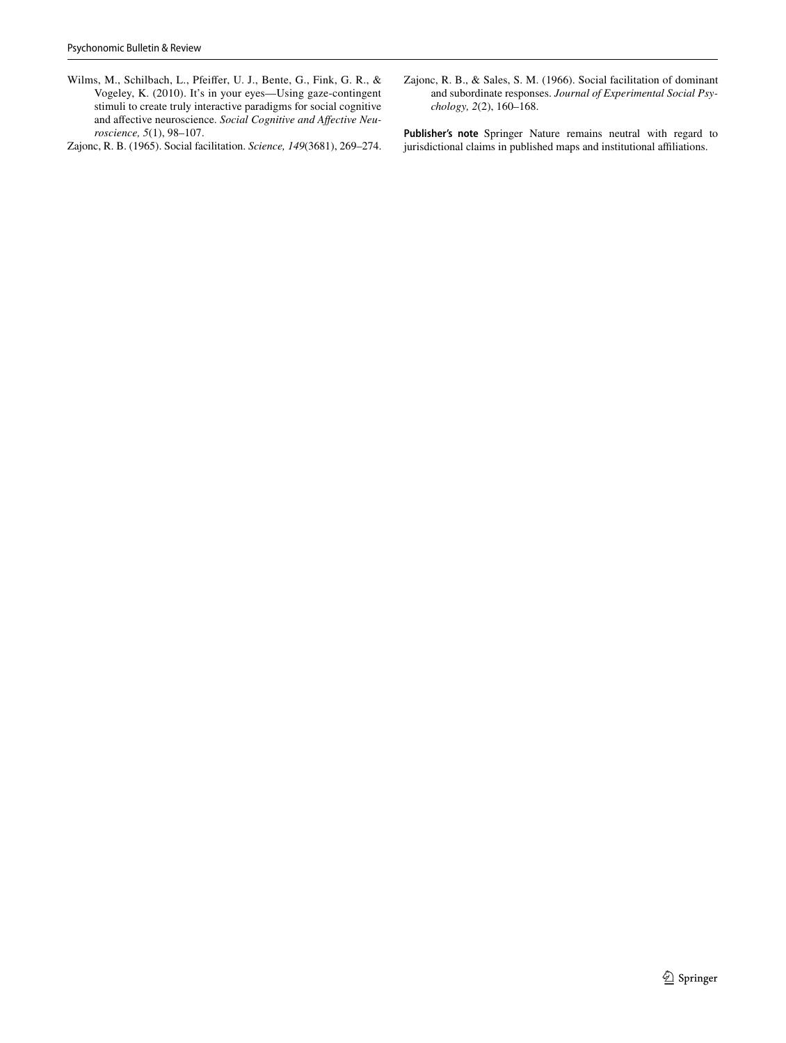Wilms, M., Schilbach, L., Pfeiffer, U. J., Bente, G., Fink, G. R., & Vogeley, K. (2010). It's in your eyes—Using gaze-contingent stimuli to create truly interactive paradigms for social cognitive and affective neuroscience. *Social Cognitive and Affective Neuroscience, 5*(1), 98–107.

Zajonc, R. B. (1965). Social facilitation. *Science, 149*(3681), 269–274.

Zajonc, R. B., & Sales, S. M. (1966). Social facilitation of dominant and subordinate responses. *Journal of Experimental Social Psychology, 2*(2), 160–168.

**Publisher's note** Springer Nature remains neutral with regard to jurisdictional claims in published maps and institutional affiliations.